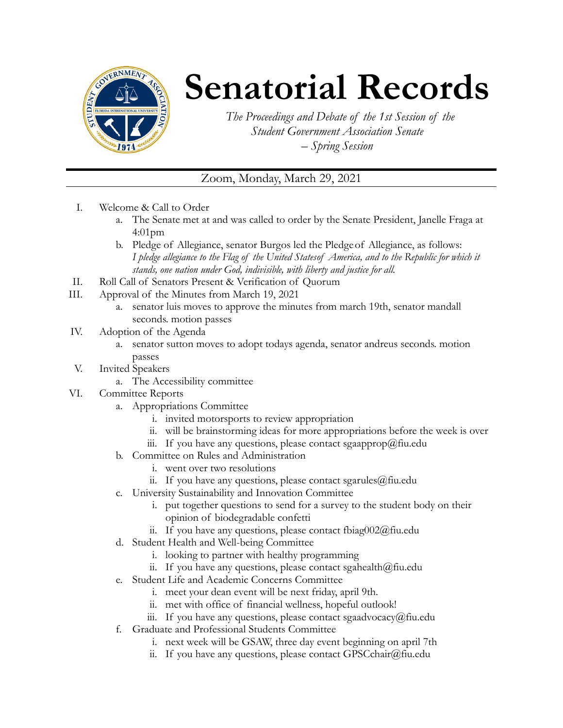# Senatorial Records

*The Proceedings and Debate of the 1st Session of the Student Government Association Senate – Spring Session*

Zoom, Monday, March 29, 2021

I. Welcome & Call to Order
   a. The Senate met at and was called to order by the Senate President, Janelle Fraga at 4:01pm
   b. Pledge of Allegiance, senator Burgos led the Pledge of Allegiance, as follows: *I pledge allegiance to the Flag of the United States of America, and to the Republic for which it stands, one nation under God, indivisible, with liberty and justice for all.*

II. Roll Call of Senators Present & Verification of Quorum

III. Approval of the Minutes from March 19, 2021
   a. senator luis moves to approve the minutes from march 19th, senator mandall seconds. motion passes

IV. Adoption of the Agenda
   a. senator sutton moves to adopt todays agenda, senator andreus seconds. motion passes

V. Invited Speakers
   a. The Accessibility committee

VI. Committee Reports
   a. Appropriations Committee
      i. invited motorsports to review appropriation
      ii. will be brainstorming ideas for more appropriations before the week is over
      iii. If you have any questions, please contact sgaapprop@fiu.edu
   b. Committee on Rules and Administration
      i. went over two resolutions
      ii. If you have any questions, please contact sgarules@fiu.edu
   c. University Sustainability and Innovation Committee
      i. put together questions to send for a survey to the student body on their opinion of biodegradable confetti
      ii. If you have any questions, please contact fbiag002@fiu.edu
   d. Student Health and Well-being Committee
      i. looking to partner with healthy programming
      ii. If you have any questions, please contact sgahealth@fiu.edu
   e. Student Life and Academic Concerns Committee
      i. meet your dean event will be next friday, april 9th.
      ii. met with office of financial wellness, hopeful outlook!
      iii. If you have any questions, please contact sgaadvocacy@fiu.edu
   f. Graduate and Professional Students Committee
      i. next week will be GSAW, three day event beginning on april 7th
      ii. If you have any questions, please contact GPSCchair@fiu.edu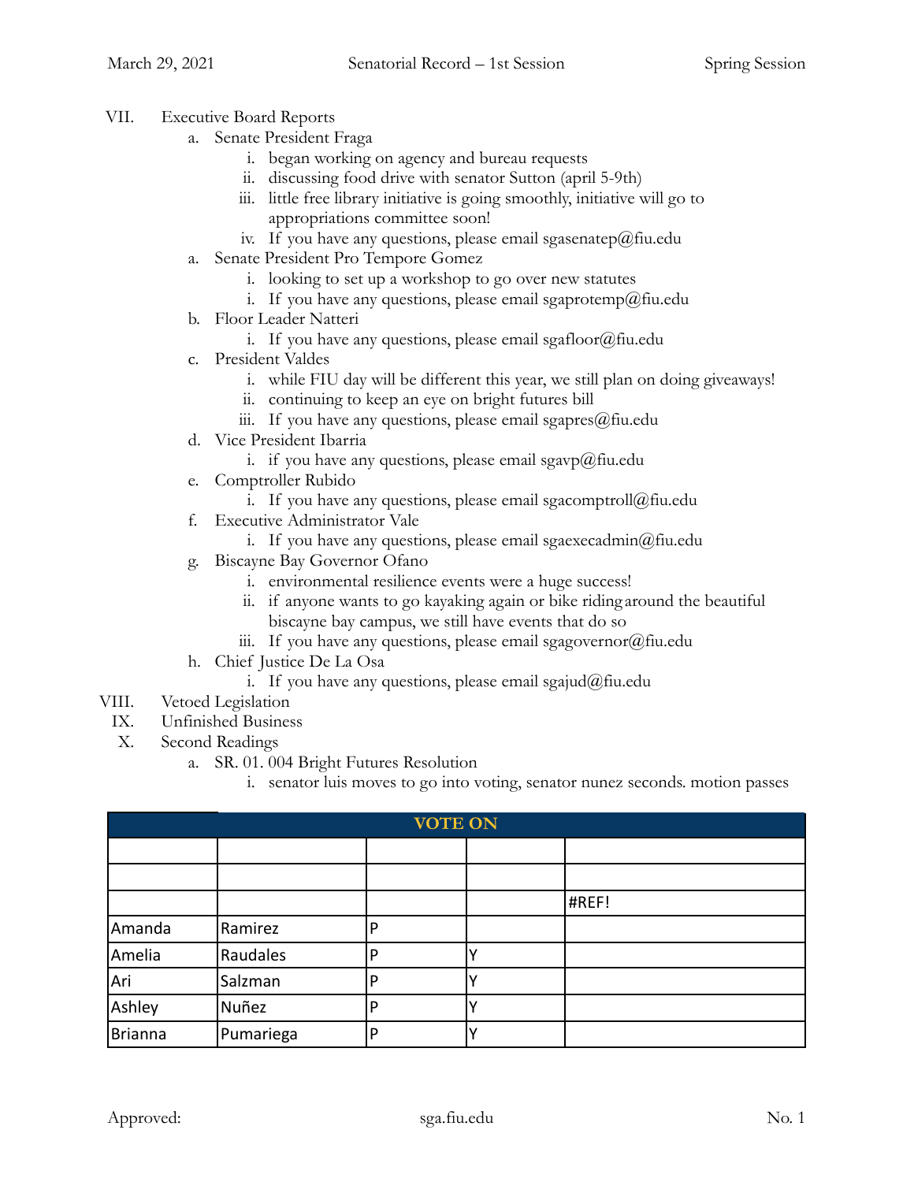VII. Executive Board Reports

a. Senate President Fraga
   i. began working on agency and bureau requests
   ii. discussing food drive with senator Sutton (april 5-9th)
   iii. little free library initiative is going smoothly, initiative will go to appropriations committee soon!
   iv. If you have any questions, please email sgasenatep@fiu.edu

a. Senate President Pro Tempore Gomez
   i. looking to set up a workshop to go over new statutes
   i. If you have any questions, please email sgaprotemp@fiu.edu

b. Floor Leader Natteri
   i. If you have any questions, please email sgafloor@fiu.edu

c. President Valdes
   i. while FIU day will be different this year, we still plan on doing giveaways!
   ii. continuing to keep an eye on bright futures bill
   iii. If you have any questions, please email sgapres@fiu.edu

d. Vice President Ibarria
   i. if you have any questions, please email sgavp@fiu.edu

e. Comptroller Rubido
   i. If you have any questions, please email sgacomptroll@fiu.edu

f. Executive Administrator Vale
   i. If you have any questions, please email sgaexecadmin@fiu.edu

g. Biscayne Bay Governor Ofano
   i. environmental resilience events were a huge success!
   ii. if anyone wants to go kayaking again or bike riding around the beautiful biscayne bay campus, we still have events that do so
   iii. If you have any questions, please email sgagovernor@fiu.edu

h. Chief Justice De La Osa
   i. If you have any questions, please email sgajud@fiu.edu

VIII. Vetoed Legislation

IX. Unfinished Business

X. Second Readings

a. SR. 01. 004 Bright Futures Resolution
   i. senator luis moves to go into voting, senator nunez seconds. motion passes

| VOTE ON | | | | |
|---|---|---|---|---|
| | | | | |
| | | | | |
| | | | | #REF! |
| Amanda | Ramirez | P | | |
| Amelia | Raudales | P | Y | |
| Ari | Salzman | P | Y | |
| Ashley | Nuñez | P | Y | |
| Brianna | Pumariega | P | Y | |

Approved: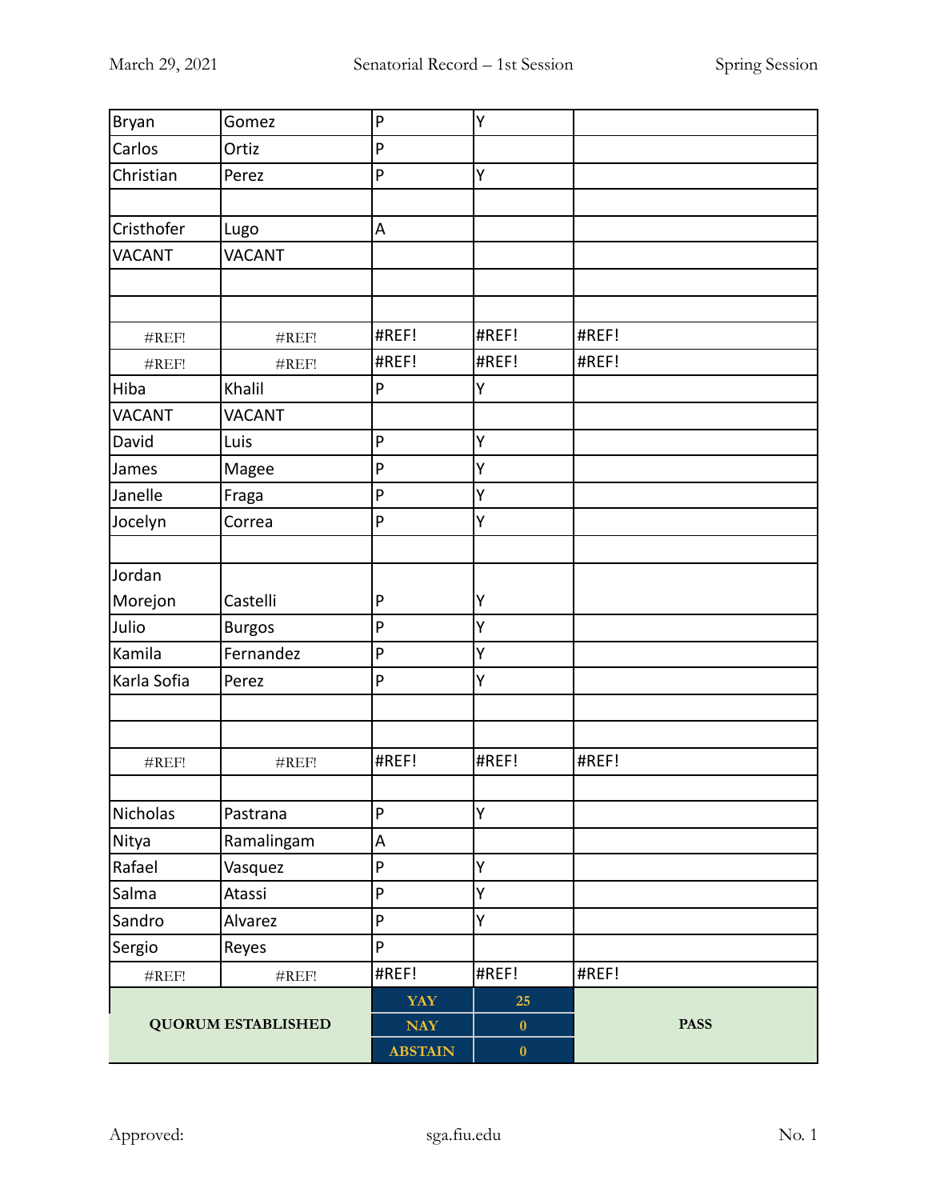| | | | | |
|---|---|---|---|---|
| Bryan | Gomez | P | Y | |
| Carlos | Ortiz | P | | |
| Christian | Perez | P | Y | |
| | | | | |
| Cristhofer | Lugo | A | | |
| VACANT | VACANT | | | |
| | | | | |
| | | | | |
| #REF! | #REF! | #REF! | #REF! | #REF! |
| #REF! | #REF! | #REF! | #REF! | #REF! |
| Hiba | Khalil | P | Y | |
| VACANT | VACANT | | | |
| David | Luis | P | Y | |
| James | Magee | P | Y | |
| Janelle | Fraga | P | Y | |
| Jocelyn | Correa | P | Y | |
| | | | | |
| Jordan Morejon | Castelli | P | Y | |
| Julio | Burgos | P | Y | |
| Kamila | Fernandez | P | Y | |
| Karla Sofia | Perez | P | Y | |
| | | | | |
| | | | | |
| #REF! | #REF! | #REF! | #REF! | #REF! |
| | | | | |
| Nicholas | Pastrana | P | Y | |
| Nitya | Ramalingam | A | | |
| Rafael | Vasquez | P | Y | |
| Salma | Atassi | P | Y | |
| Sandro | Alvarez | P | Y | |
| Sergio | Reyes | P | | |
| #REF! | #REF! | #REF! | #REF! | #REF! |
| **QUORUM ESTABLISHED** | | **YAY** | **25** | **PASS** |
| | | **NAY** | **0** | |
| | | **ABSTAIN** | **0** | |

Approved: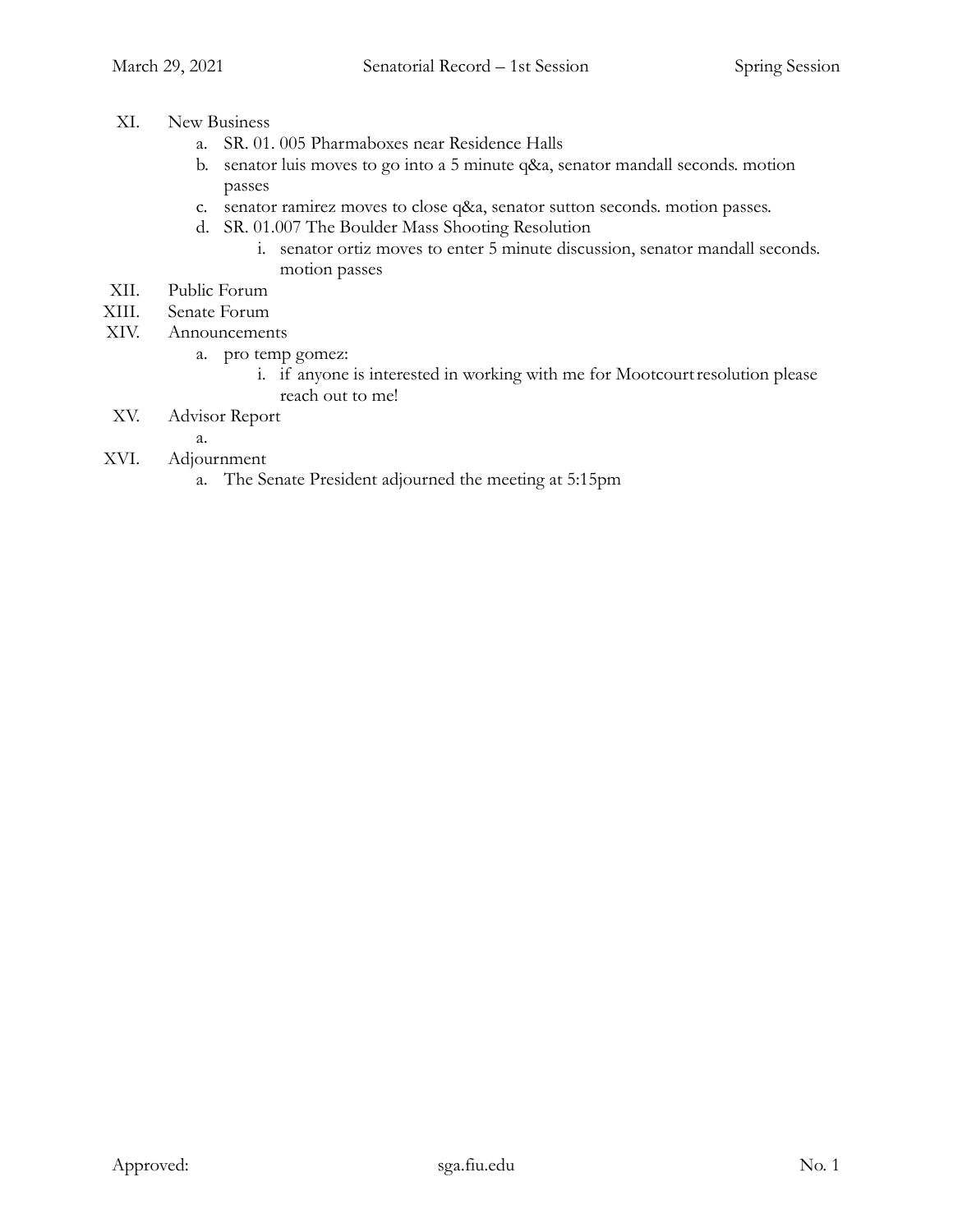XI. New Business
   a. SR. 01. 005 Pharmaboxes near Residence Halls
   b. senator luis moves to go into a 5 minute q&a, senator mandall seconds. motion passes
   c. senator ramirez moves to close q&a, senator sutton seconds. motion passes.
   d. SR. 01.007 The Boulder Mass Shooting Resolution
      i. senator ortiz moves to enter 5 minute discussion, senator mandall seconds. motion passes

XII. Public Forum

XIII. Senate Forum

XIV. Announcements
   a. pro temp gomez:
      i. if anyone is interested in working with me for Mootcourt resolution please reach out to me!

XV. Advisor Report
   a.

XVI. Adjournment
   a. The Senate President adjourned the meeting at 5:15pm

Approved: